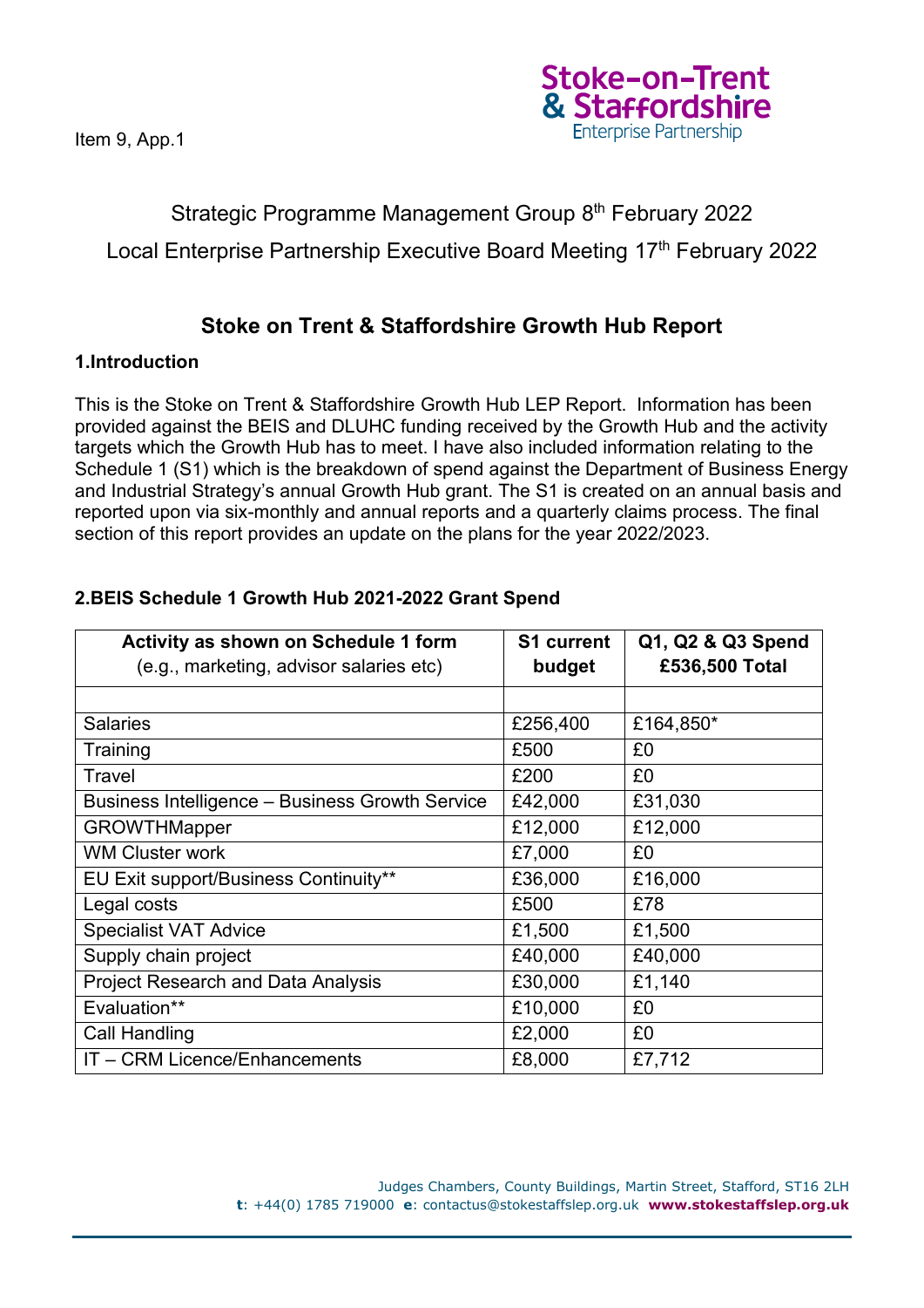Item 9, App.1

Strategic Programme Management Group 8th February 2022

Local Enterprise Partnership Executive Board Meeting 17th February 2022

## Stoke on Trent & Staffordshire Growth Hub Report

### 1.Introduction

This is the Stoke on Trent & Staffordshire Growth Hub LEP Report. Information has been provided against the BEIS and DLUHC funding received by the Growth Hub and the activity targets which the Growth Hub has to meet. I have also included information relating to the Schedule 1 (S1) which is the breakdown of spend against the Department of Business Energy and Industrial Strategy's annual Growth Hub grant. The S1 is created on an annual basis and reported upon via six-monthly and annual reports and a quarterly claims process. The final section of this report provides an update on the plans for the year 2022/2023.

### 2.BEIS Schedule 1 Growth Hub 2021-2022 Grant Spend

| **Activity as shown on Schedule 1 form** (e.g., marketing, advisor salaries etc) | **S1 current budget** | **Q1, Q2 & Q3 Spend £536,500 Total** |
|---|---|---|
| | | |
| Salaries | £256,400 | £164,850* |
| Training | £500 | £0 |
| Travel | £200 | £0 |
| Business Intelligence – Business Growth Service | £42,000 | £31,030 |
| GROWTHMapper | £12,000 | £12,000 |
| WM Cluster work | £7,000 | £0 |
| EU Exit support/Business Continuity** | £36,000 | £16,000 |
| Legal costs | £500 | £78 |
| Specialist VAT Advice | £1,500 | £1,500 |
| Supply chain project | £40,000 | £40,000 |
| Project Research and Data Analysis | £30,000 | £1,140 |
| Evaluation** | £10,000 | £0 |
| Call Handling | £2,000 | £0 |
| IT – CRM Licence/Enhancements | £8,000 | £7,712 |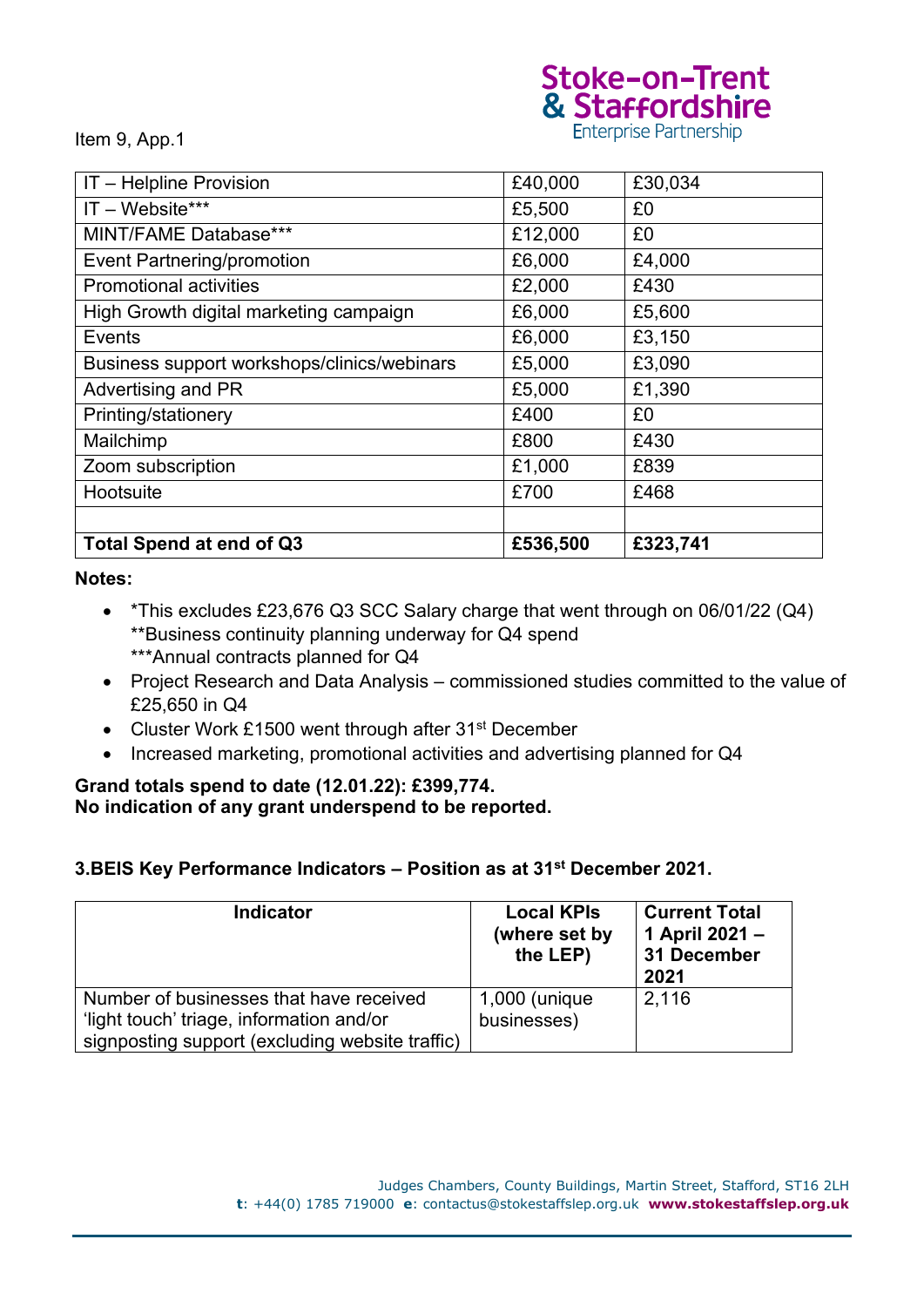Item 9, App.1

| IT – Helpline Provision | £40,000 | £30,034 |
|---|---|---|
| IT – Website*** | £5,500 | £0 |
| MINT/FAME Database*** | £12,000 | £0 |
| Event Partnering/promotion | £6,000 | £4,000 |
| Promotional activities | £2,000 | £430 |
| High Growth digital marketing campaign | £6,000 | £5,600 |
| Events | £6,000 | £3,150 |
| Business support workshops/clinics/webinars | £5,000 | £3,090 |
| Advertising and PR | £5,000 | £1,390 |
| Printing/stationery | £400 | £0 |
| Mailchimp | £800 | £430 |
| Zoom subscription | £1,000 | £839 |
| Hootsuite | £700 | £468 |
| | | |
| **Total Spend at end of Q3** | **£536,500** | **£323,741** |

**Notes:**

- *This excludes £23,676 Q3 SCC Salary charge that went through on 06/01/22 (Q4)
  **Business continuity planning underway for Q4 spend
  ***Annual contracts planned for Q4
- Project Research and Data Analysis – commissioned studies committed to the value of £25,650 in Q4
- Cluster Work £1500 went through after 31st December
- Increased marketing, promotional activities and advertising planned for Q4

**Grand totals spend to date (12.01.22): £399,774.**
**No indication of any grant underspend to be reported.**

### 3.BEIS Key Performance Indicators – Position as at 31st December 2021.

| Indicator | Local KPIs (where set by the LEP) | Current Total 1 April 2021 – 31 December 2021 |
|---|---|---|
| Number of businesses that have received 'light touch' triage, information and/or signposting support (excluding website traffic) | 1,000 (unique businesses) | 2,116 |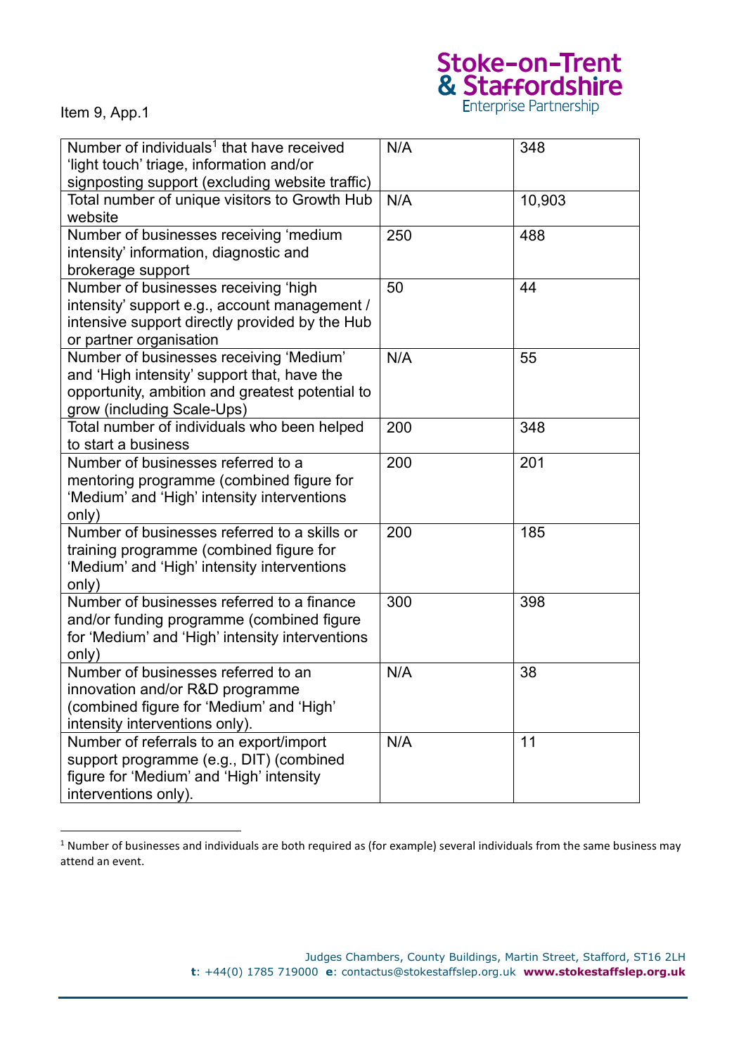Item 9, App.1

| Number of individuals[1] that have received 'light touch' triage, information and/or signposting support (excluding website traffic) | N/A | 348 |
|---|---|---|
| Total number of unique visitors to Growth Hub website | N/A | 10,903 |
| Number of businesses receiving 'medium intensity' information, diagnostic and brokerage support | 250 | 488 |
| Number of businesses receiving 'high intensity' support e.g., account management / intensive support directly provided by the Hub or partner organisation | 50 | 44 |
| Number of businesses receiving 'Medium' and 'High intensity' support that, have the opportunity, ambition and greatest potential to grow (including Scale-Ups) | N/A | 55 |
| Total number of individuals who been helped to start a business | 200 | 348 |
| Number of businesses referred to a mentoring programme (combined figure for 'Medium' and 'High' intensity interventions only) | 200 | 201 |
| Number of businesses referred to a skills or training programme (combined figure for 'Medium' and 'High' intensity interventions only) | 200 | 185 |
| Number of businesses referred to a finance and/or funding programme (combined figure for 'Medium' and 'High' intensity interventions only) | 300 | 398 |
| Number of businesses referred to an innovation and/or R&D programme (combined figure for 'Medium' and 'High' intensity interventions only). | N/A | 38 |
| Number of referrals to an export/import support programme (e.g., DIT) (combined figure for 'Medium' and 'High' intensity interventions only). | N/A | 11 |

[1] Number of businesses and individuals are both required as (for example) several individuals from the same business may attend an event.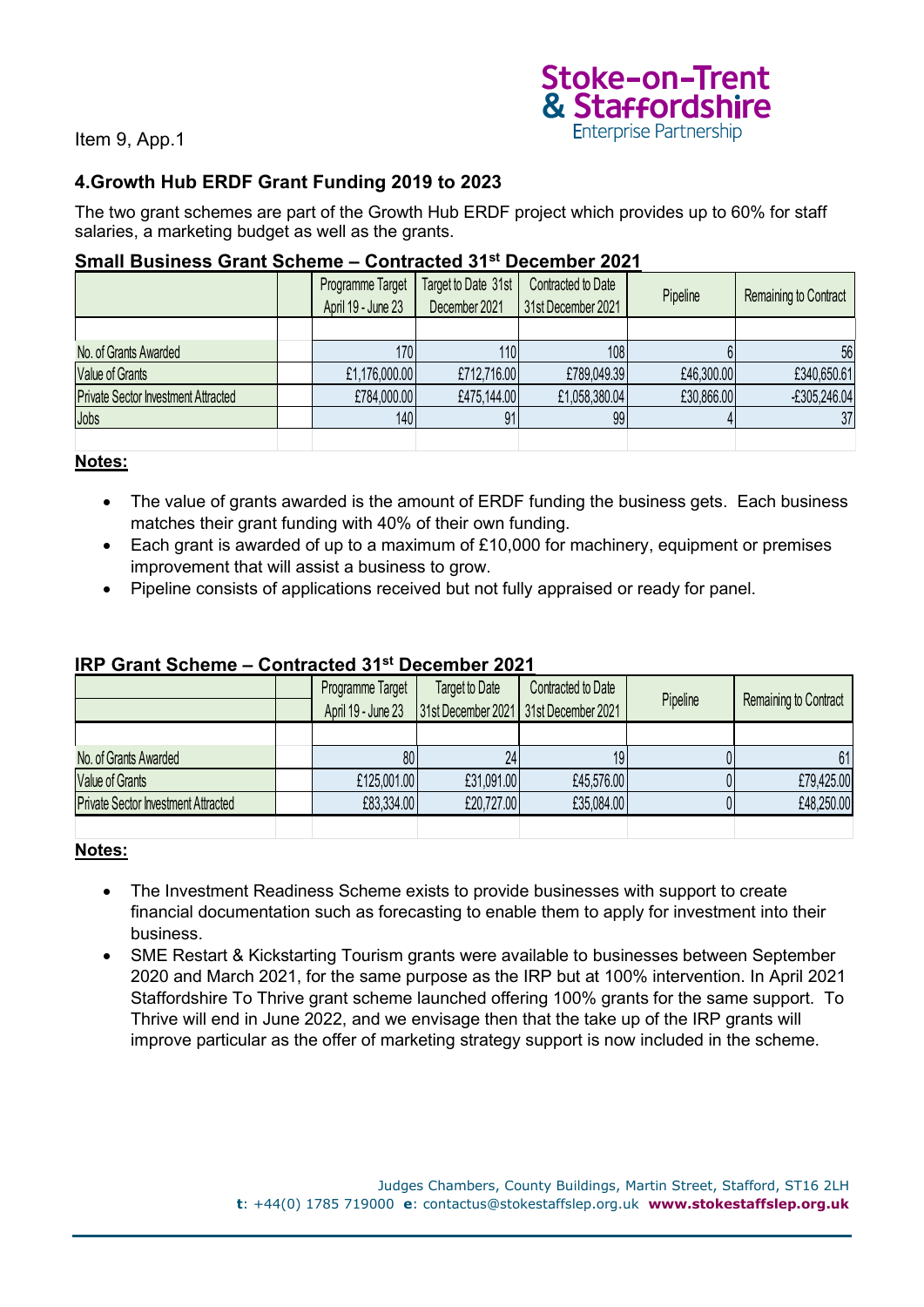Item 9, App.1

## 4.Growth Hub ERDF Grant Funding 2019 to 2023

The two grant schemes are part of the Growth Hub ERDF project which provides up to 60% for staff salaries, a marketing budget as well as the grants.

### Small Business Grant Scheme – Contracted 31st December 2021

| | | Programme Target April 19 - June 23 | Target to Date 31st December 2021 | Contracted to Date 31st December 2021 | Pipeline | Remaining to Contract |
|---|---|---|---|---|---|---|
| No. of Grants Awarded | | 170 | 110 | 108 | 6 | 56 |
| Value of Grants | | £1,176,000.00 | £712,716.00 | £789,049.39 | £46,300.00 | £340,650.61 |
| Private Sector Investment Attracted | | £784,000.00 | £475,144.00 | £1,058,380.04 | £30,866.00 | -£305,246.04 |
| Jobs | | 140 | 91 | 99 | 4 | 37 |

**Notes:**

- The value of grants awarded is the amount of ERDF funding the business gets. Each business matches their grant funding with 40% of their own funding.
- Each grant is awarded of up to a maximum of £10,000 for machinery, equipment or premises improvement that will assist a business to grow.
- Pipeline consists of applications received but not fully appraised or ready for panel.

### IRP Grant Scheme – Contracted 31st December 2021

| | | Programme Target April 19 - June 23 | Target to Date 31st December 2021 | Contracted to Date 31st December 2021 | Pipeline | Remaining to Contract |
|---|---|---|---|---|---|---|
| No. of Grants Awarded | | 80 | 24 | 19 | 0 | 61 |
| Value of Grants | | £125,001.00 | £31,091.00 | £45,576.00 | 0 | £79,425.00 |
| Private Sector Investment Attracted | | £83,334.00 | £20,727.00 | £35,084.00 | 0 | £48,250.00 |

**Notes:**

- The Investment Readiness Scheme exists to provide businesses with support to create financial documentation such as forecasting to enable them to apply for investment into their business.
- SME Restart & Kickstarting Tourism grants were available to businesses between September 2020 and March 2021, for the same purpose as the IRP but at 100% intervention. In April 2021 Staffordshire To Thrive grant scheme launched offering 100% grants for the same support. To Thrive will end in June 2022, and we envisage then that the take up of the IRP grants will improve particular as the offer of marketing strategy support is now included in the scheme.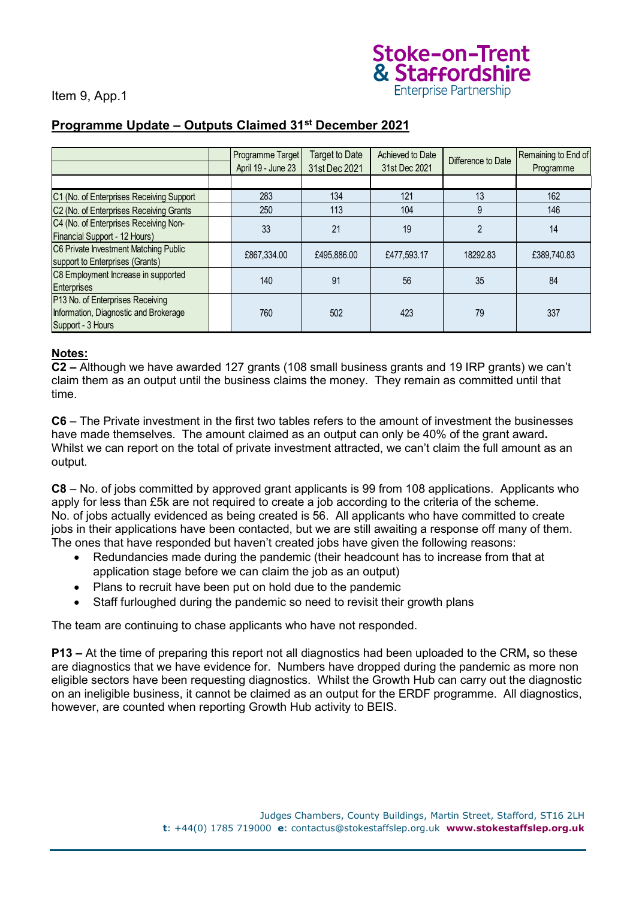Item 9, App.1

## Programme Update – Outputs Claimed 31st December 2021

| | Programme Target April 19 - June 23 | Target to Date 31st Dec 2021 | Achieved to Date 31st Dec 2021 | Difference to Date | Remaining to End of Programme |
|---|---|---|---|---|---|
| C1 (No. of Enterprises Receiving Support | 283 | 134 | 121 | 13 | 162 |
| C2 (No. of Enterprises Receiving Grants | 250 | 113 | 104 | 9 | 146 |
| C4 (No. of Enterprises Receiving Non-Financial Support - 12 Hours) | 33 | 21 | 19 | 2 | 14 |
| C6 Private Investment Matching Public support to Enterprises (Grants) | £867,334.00 | £495,886.00 | £477,593.17 | 18292.83 | £389,740.83 |
| C8 Employment Increase in supported Enterprises | 140 | 91 | 56 | 35 | 84 |
| P13 No. of Enterprises Receiving Information, Diagnostic and Brokerage Support - 3 Hours | 760 | 502 | 423 | 79 | 337 |

**Notes:**

**C2 –** Although we have awarded 127 grants (108 small business grants and 19 IRP grants) we can't claim them as an output until the business claims the money. They remain as committed until that time.

**C6** – The Private investment in the first two tables refers to the amount of investment the businesses have made themselves. The amount claimed as an output can only be 40% of the grant award**.** Whilst we can report on the total of private investment attracted, we can't claim the full amount as an output.

**C8** – No. of jobs committed by approved grant applicants is 99 from 108 applications. Applicants who apply for less than £5k are not required to create a job according to the criteria of the scheme. No. of jobs actually evidenced as being created is 56. All applicants who have committed to create jobs in their applications have been contacted, but we are still awaiting a response off many of them. The ones that have responded but haven't created jobs have given the following reasons:

- Redundancies made during the pandemic (their headcount has to increase from that at application stage before we can claim the job as an output)
- Plans to recruit have been put on hold due to the pandemic
- Staff furloughed during the pandemic so need to revisit their growth plans

The team are continuing to chase applicants who have not responded.

**P13 –** At the time of preparing this report not all diagnostics had been uploaded to the CRM**,** so these are diagnostics that we have evidence for. Numbers have dropped during the pandemic as more non eligible sectors have been requesting diagnostics. Whilst the Growth Hub can carry out the diagnostic on an ineligible business, it cannot be claimed as an output for the ERDF programme. All diagnostics, however, are counted when reporting Growth Hub activity to BEIS.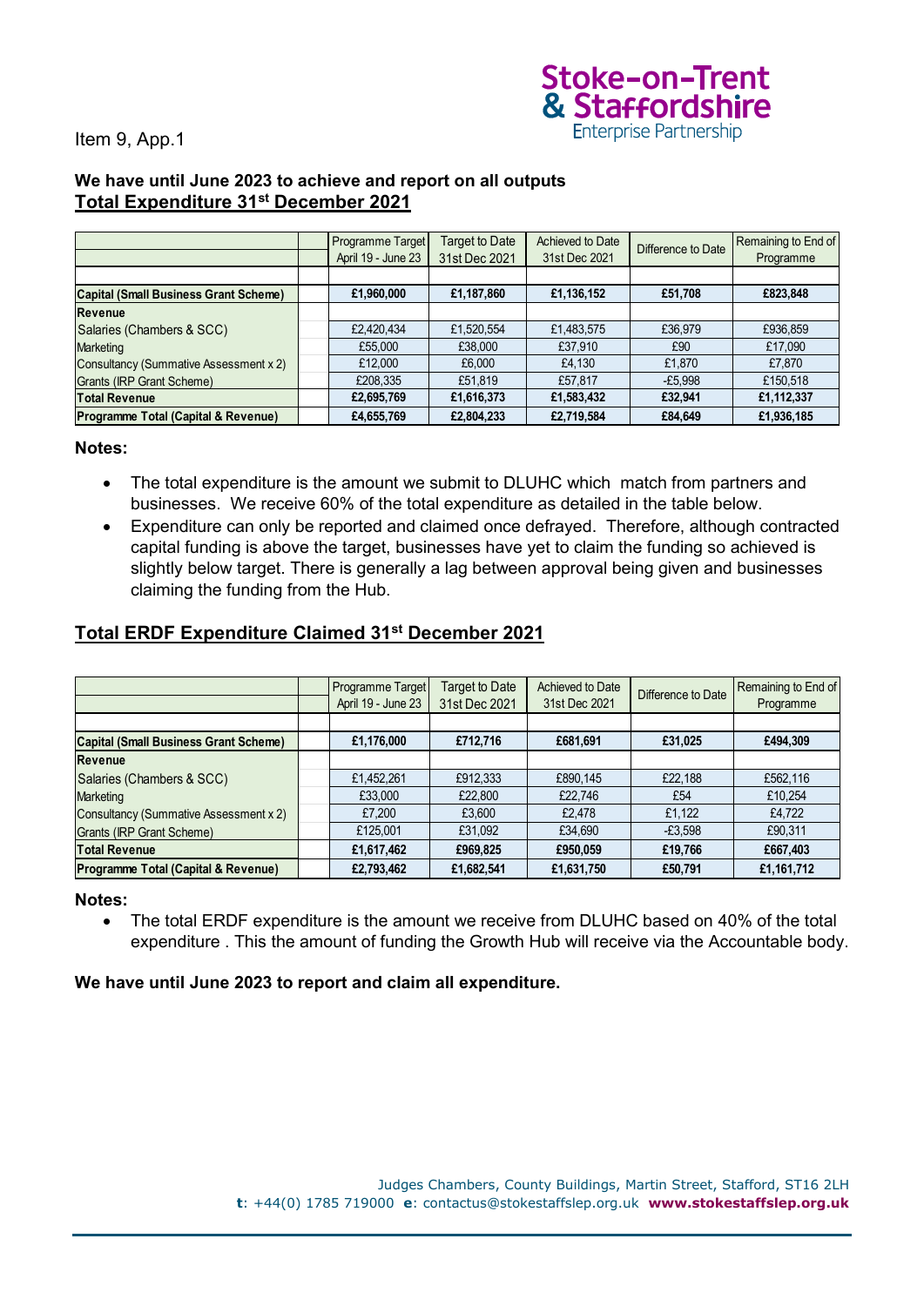Item 9, App.1

**We have until June 2023 to achieve and report on all outputs**

## Total Expenditure 31st December 2021

| | | Programme Target April 19 - June 23 | Target to Date 31st Dec 2021 | Achieved to Date 31st Dec 2021 | Difference to Date | Remaining to End of Programme |
|---|---|---|---|---|---|---|
| | | | | | | |
| **Capital (Small Business Grant Scheme)** | | **£1,960,000** | **£1,187,860** | **£1,136,152** | **£51,708** | **£823,848** |
| **Revenue** | | | | | | |
| Salaries (Chambers & SCC) | | £2,420,434 | £1,520,554 | £1,483,575 | £36,979 | £936,859 |
| Marketing | | £55,000 | £38,000 | £37,910 | £90 | £17,090 |
| Consultancy (Summative Assessment x 2) | | £12,000 | £6,000 | £4,130 | £1,870 | £7,870 |
| Grants (IRP Grant Scheme) | | £208,335 | £51,819 | £57,817 | -£5,998 | £150,518 |
| **Total Revenue** | | **£2,695,769** | **£1,616,373** | **£1,583,432** | **£32,941** | **£1,112,337** |
| **Programme Total (Capital & Revenue)** | | **£4,655,769** | **£2,804,233** | **£2,719,584** | **£84,649** | **£1,936,185** |

**Notes:**

- The total expenditure is the amount we submit to DLUHC which match from partners and businesses. We receive 60% of the total expenditure as detailed in the table below.
- Expenditure can only be reported and claimed once defrayed. Therefore, although contracted capital funding is above the target, businesses have yet to claim the funding so achieved is slightly below target. There is generally a lag between approval being given and businesses claiming the funding from the Hub.

## Total ERDF Expenditure Claimed 31st December 2021

| | | Programme Target April 19 - June 23 | Target to Date 31st Dec 2021 | Achieved to Date 31st Dec 2021 | Difference to Date | Remaining to End of Programme |
|---|---|---|---|---|---|---|
| | | | | | | |
| **Capital (Small Business Grant Scheme)** | | **£1,176,000** | **£712,716** | **£681,691** | **£31,025** | **£494,309** |
| **Revenue** | | | | | | |
| Salaries (Chambers & SCC) | | £1,452,261 | £912,333 | £890,145 | £22,188 | £562,116 |
| Marketing | | £33,000 | £22,800 | £22,746 | £54 | £10,254 |
| Consultancy (Summative Assessment x 2) | | £7,200 | £3,600 | £2,478 | £1,122 | £4,722 |
| Grants (IRP Grant Scheme) | | £125,001 | £31,092 | £34,690 | -£3,598 | £90,311 |
| **Total Revenue** | | **£1,617,462** | **£969,825** | **£950,059** | **£19,766** | **£667,403** |
| **Programme Total (Capital & Revenue)** | | **£2,793,462** | **£1,682,541** | **£1,631,750** | **£50,791** | **£1,161,712** |

**Notes:**

- The total ERDF expenditure is the amount we receive from DLUHC based on 40% of the total expenditure . This the amount of funding the Growth Hub will receive via the Accountable body.

**We have until June 2023 to report and claim all expenditure.**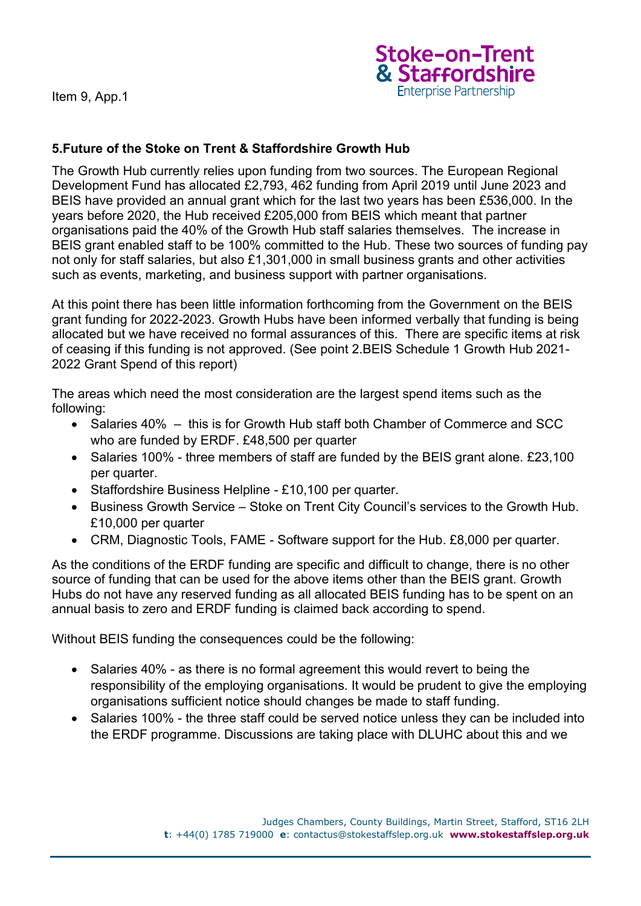Item 9, App.1

## 5.Future of the Stoke on Trent & Staffordshire Growth Hub

The Growth Hub currently relies upon funding from two sources. The European Regional Development Fund has allocated £2,793, 462 funding from April 2019 until June 2023 and BEIS have provided an annual grant which for the last two years has been £536,000. In the years before 2020, the Hub received £205,000 from BEIS which meant that partner organisations paid the 40% of the Growth Hub staff salaries themselves. The increase in BEIS grant enabled staff to be 100% committed to the Hub. These two sources of funding pay not only for staff salaries, but also £1,301,000 in small business grants and other activities such as events, marketing, and business support with partner organisations.

At this point there has been little information forthcoming from the Government on the BEIS grant funding for 2022-2023. Growth Hubs have been informed verbally that funding is being allocated but we have received no formal assurances of this. There are specific items at risk of ceasing if this funding is not approved. (See point 2.BEIS Schedule 1 Growth Hub 2021-2022 Grant Spend of this report)

The areas which need the most consideration are the largest spend items such as the following:

- Salaries 40% – this is for Growth Hub staff both Chamber of Commerce and SCC who are funded by ERDF. £48,500 per quarter
- Salaries 100% - three members of staff are funded by the BEIS grant alone. £23,100 per quarter.
- Staffordshire Business Helpline - £10,100 per quarter.
- Business Growth Service – Stoke on Trent City Council's services to the Growth Hub. £10,000 per quarter
- CRM, Diagnostic Tools, FAME - Software support for the Hub. £8,000 per quarter.

As the conditions of the ERDF funding are specific and difficult to change, there is no other source of funding that can be used for the above items other than the BEIS grant. Growth Hubs do not have any reserved funding as all allocated BEIS funding has to be spent on an annual basis to zero and ERDF funding is claimed back according to spend.

Without BEIS funding the consequences could be the following:

- Salaries 40% - as there is no formal agreement this would revert to being the responsibility of the employing organisations. It would be prudent to give the employing organisations sufficient notice should changes be made to staff funding.
- Salaries 100% - the three staff could be served notice unless they can be included into the ERDF programme. Discussions are taking place with DLUHC about this and we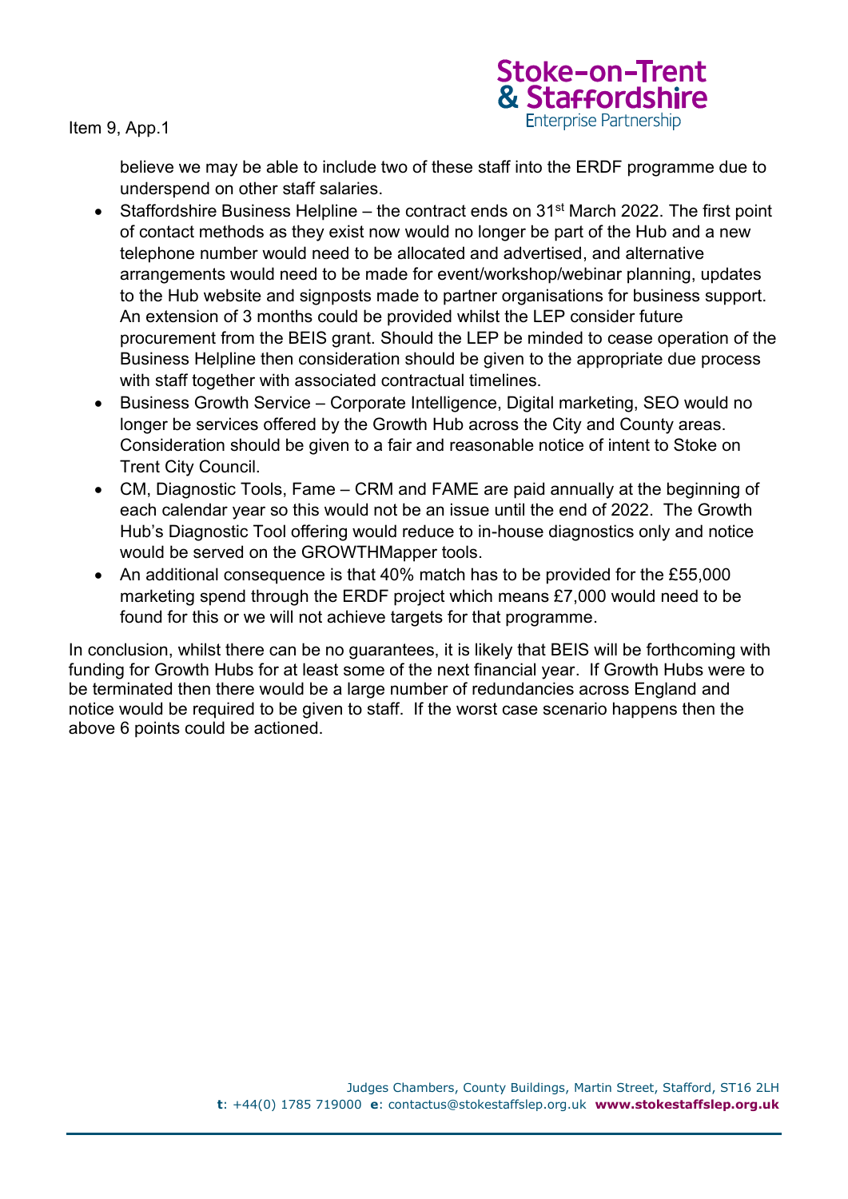believe we may be able to include two of these staff into the ERDF programme due to underspend on other staff salaries.

- Staffordshire Business Helpline – the contract ends on 31st March 2022. The first point of contact methods as they exist now would no longer be part of the Hub and a new telephone number would need to be allocated and advertised, and alternative arrangements would need to be made for event/workshop/webinar planning, updates to the Hub website and signposts made to partner organisations for business support. An extension of 3 months could be provided whilst the LEP consider future procurement from the BEIS grant. Should the LEP be minded to cease operation of the Business Helpline then consideration should be given to the appropriate due process with staff together with associated contractual timelines.
- Business Growth Service – Corporate Intelligence, Digital marketing, SEO would no longer be services offered by the Growth Hub across the City and County areas. Consideration should be given to a fair and reasonable notice of intent to Stoke on Trent City Council.
- CM, Diagnostic Tools, Fame – CRM and FAME are paid annually at the beginning of each calendar year so this would not be an issue until the end of 2022. The Growth Hub's Diagnostic Tool offering would reduce to in-house diagnostics only and notice would be served on the GROWTHMapper tools.
- An additional consequence is that 40% match has to be provided for the £55,000 marketing spend through the ERDF project which means £7,000 would need to be found for this or we will not achieve targets for that programme.

In conclusion, whilst there can be no guarantees, it is likely that BEIS will be forthcoming with funding for Growth Hubs for at least some of the next financial year. If Growth Hubs were to be terminated then there would be a large number of redundancies across England and notice would be required to be given to staff. If the worst case scenario happens then the above 6 points could be actioned.